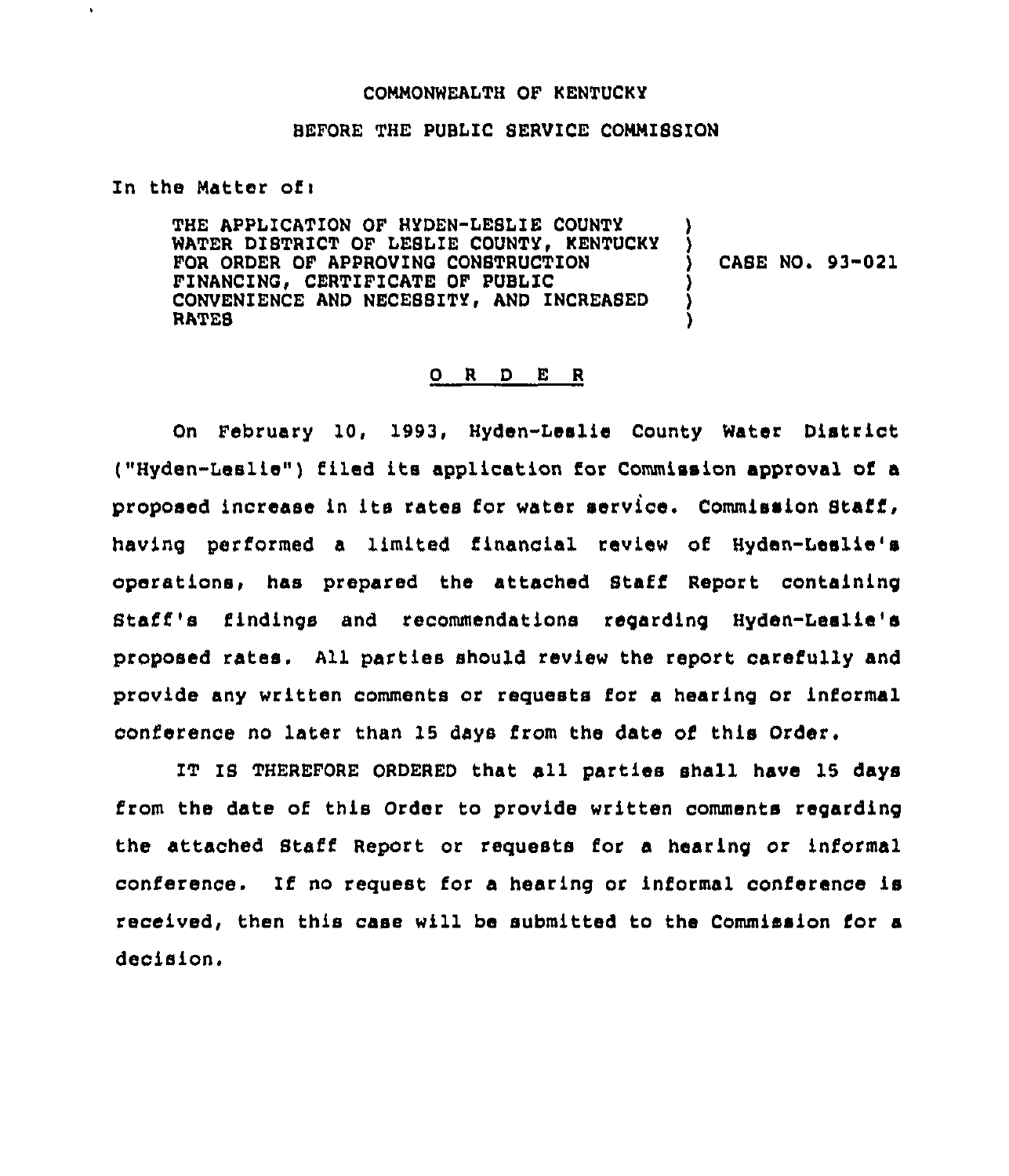COMMONWEALTH OF KENTUCKY

BEFORE THE PUBLIC SERVICE COMMISSION

In the Matter of:

THE APPLICATION OF HYDEN-LESLIE COUNTY WATER DISTRICT OF LESLIE COUNTY, KENTUCKY FOR ORDER OF APPROVING CONSTRUCTION FINANCING, CERTIFICATE OF PUBLIC CONVENIENCE AND NECESSITY, AND INCREASED RATES ) CASE NO. 93-021

## O R D E R

On February 10, 1993, Hyden-Leslie County Water District ("Hyden-Leslie") filed its application for Commission approval of a proposed increase in its rates for water service. Commission Staff, having performed a limited financial review of Hyden-Leslie's operations, has prepared the attached Staff Report containing Staff's findings and recommendations regarding Hyden-Leslie's proposed rates. All parties should review the report carefully and provide any written comments or requests for a hearing or informal conference no later than 15 days from the date of this Order.

IT IS THEREFORE ORDERED that all parties shall have 15 days from the date of this Order to provide written comments regarding the attached Staff Report or requests for a hearing or informal conference. If no request for a hearing or informal conference is received, then this case will be submitted to the Commission for a decision.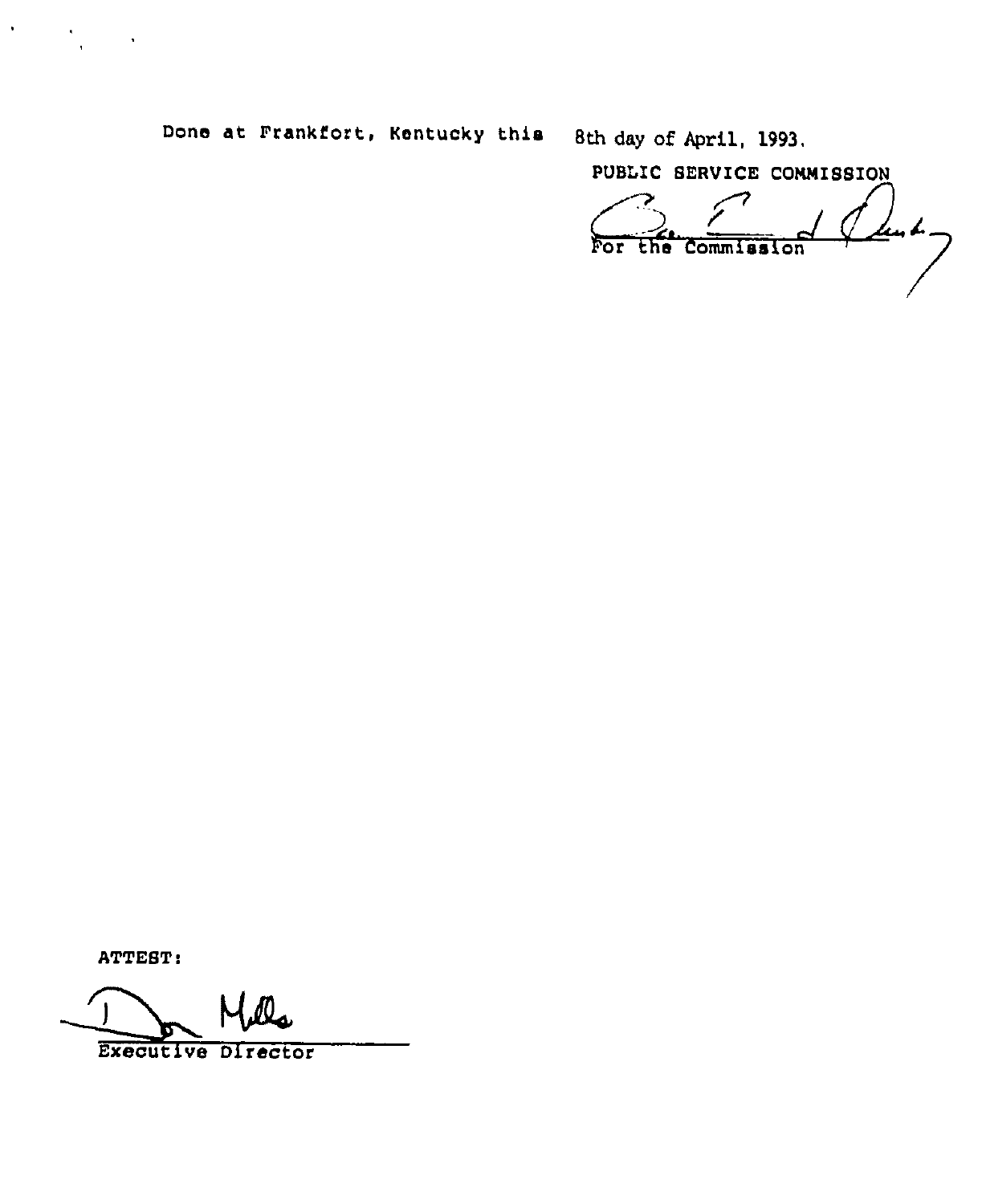Done at Frankfort, Kentucky this 8th day of April, 1993.

PUBLIC SERVICE COMMISSION

For the Commission

ATTEST:

Executive Director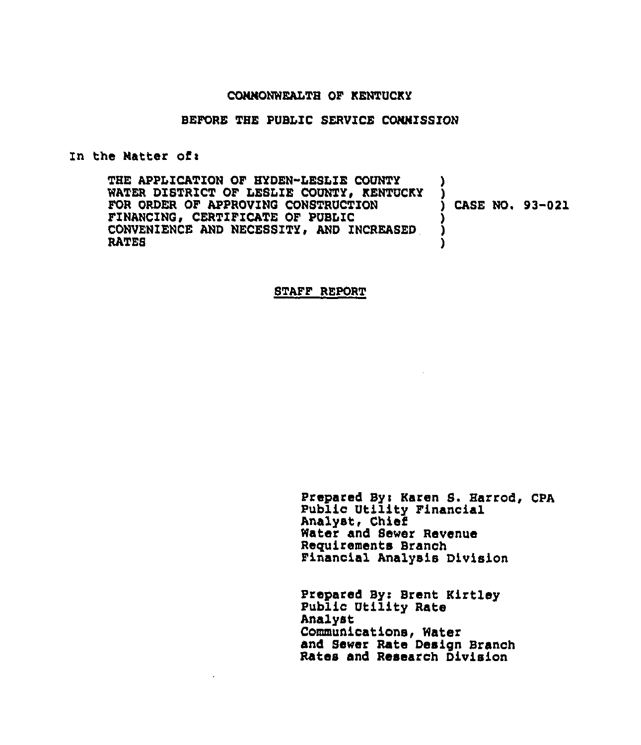COMMONWEALTH OF KENTUCKY

BEFORE THE PUBLIC SERVICE COMMISSION

In the Matter of:

THE APPLICATION OF HYDEN-LESLIE COUNTY WATER DISTRICT OF LESLIE COUNTY, KENTUCKY FOR ORDER OF APPROVING CONSTRUCTION FINANCING, CERTIFICATE OF PUBLIC CONVENIENCE AND NECESSITY, AND INCREASED RATES ) CASE NO. 93-021

STAFF REPORT

Prepared By: Karen S. Harrod, CPA
Public Utility Financial Analyst, Chief
Water and Sewer Revenue Requirements Branch
Financial Analysis Division

Prepared By: Brent Kirtley
Public Utility Rate Analyst
Communications, Water and Sewer Rate Design Branch
Rates and Research Division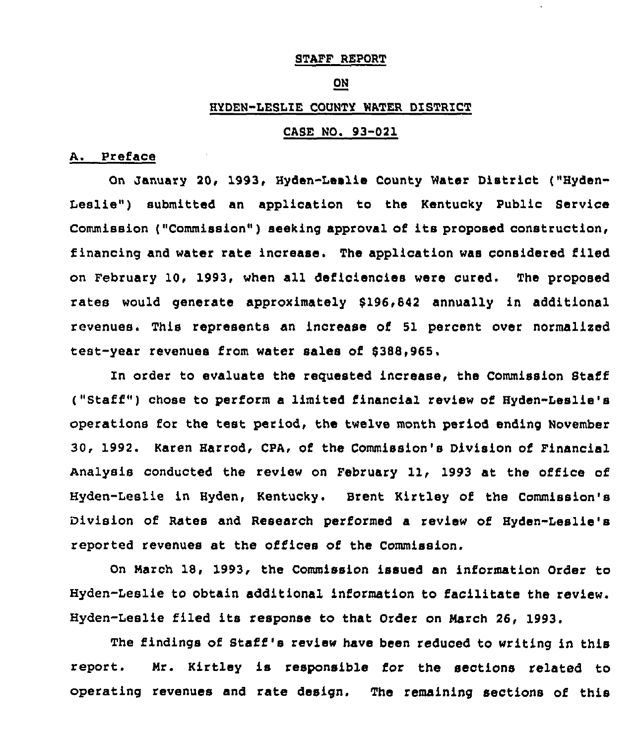STAFF REPORT

ON

HYDEN-LESLIE COUNTY WATER DISTRICT

CASE NO. 93-021

A. Preface

On January 20, 1993, Hyden-Leslie County Water District ("Hyden-Leslie") submitted an application to the Kentucky Public Service Commission ("Commission") seeking approval of its proposed construction, financing and water rate increase. The application was considered filed on February 10, 1993, when all deficiencies were cured. The proposed rates would generate approximately $196,842 annually in additional revenues. This represents an increase of 51 percent over normalized test-year revenues from water sales of $388,965.

In order to evaluate the requested increase, the Commission Staff ("Staff") chose to perform a limited financial review of Hyden-Leslie's operations for the test period, the twelve month period ending November 30, 1992. Karen Harrod, CPA, of the Commission's Division of Financial Analysis conducted the review on February 11, 1993 at the office of Hyden-Leslie in Hyden, Kentucky. Brent Kirtley of the Commission's Division of Rates and Research performed a review of Hyden-Leslie's reported revenues at the offices of the Commission.

On March 18, 1993, the Commission issued an information Order to Hyden-Leslie to obtain additional information to facilitate the review. Hyden-Leslie filed its response to that Order on March 26, 1993.

The findings of Staff's review have been reduced to writing in this report. Mr. Kirtley is responsible for the sections related to operating revenues and rate design. The remaining sections of this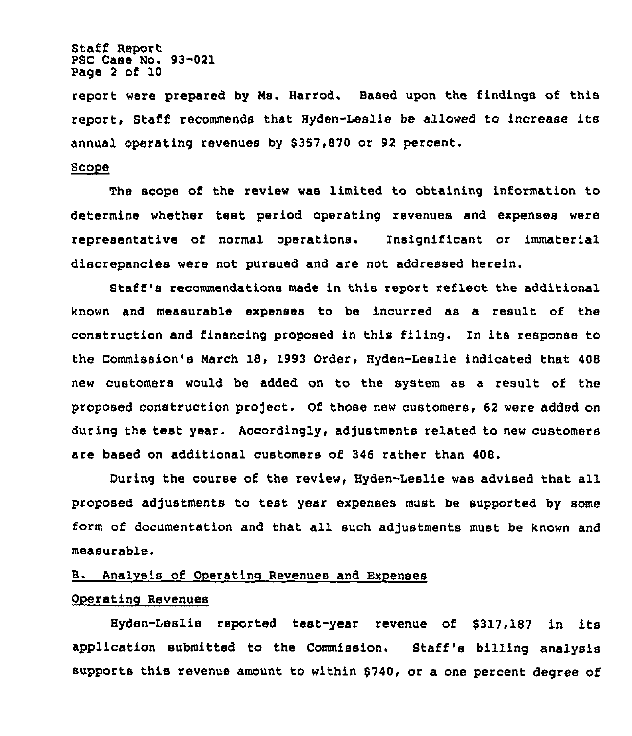report were prepared by Ms. Harrod. Based upon the findings of this report, Staff recommends that Hyden-Leslie be allowed to increase its annual operating revenues by $357,870 or 92 percent.

Scope

The scope of the review was limited to obtaining information to determine whether test period operating revenues and expenses were representative of normal operations. Insignificant or immaterial discrepancies were not pursued and are not addressed herein.

Staff's recommendations made in this report reflect the additional known and measurable expenses to be incurred as a result of the construction and financing proposed in this filing. In its response to the Commission's March 18, 1993 Order, Hyden-Leslie indicated that 408 new customers would be added on to the system as a result of the proposed construction project. Of those new customers, 62 were added on during the test year. Accordingly, adjustments related to new customers are based on additional customers of 346 rather than 408.

During the course of the review, Hyden-Leslie was advised that all proposed adjustments to test year expenses must be supported by some form of documentation and that all such adjustments must be known and measurable.

B. Analysis of Operating Revenues and Expenses

Operating Revenues

Hyden-Leslie reported test-year revenue of $317,187 in its application submitted to the Commission. Staff's billing analysis supports this revenue amount to within $740, or a one percent degree of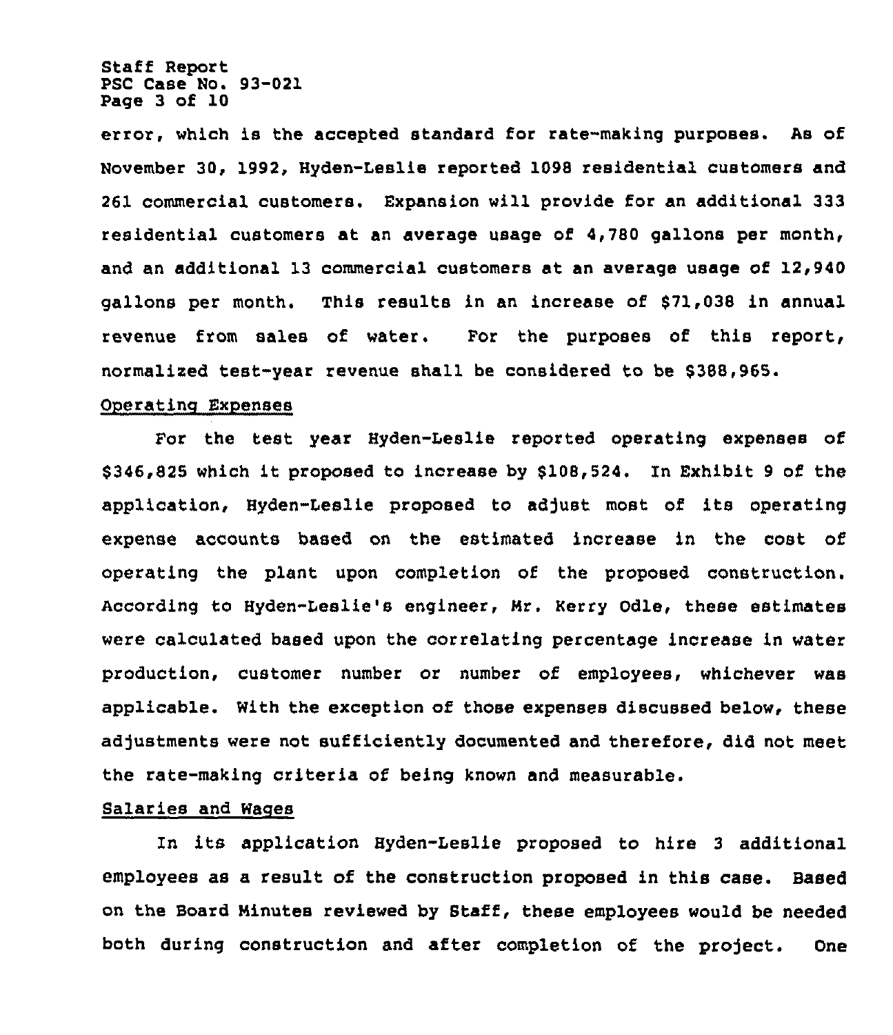error, which is the accepted standard for rate-making purposes. As of November 30, 1992, Hyden-Leslie reported 1098 residential customers and 261 commercial customers. Expansion will provide for an additional 333 residential customers at an average usage of 4,780 gallons per month, and an additional 13 commercial customers at an average usage of 12,940 gallons per month. This results in an increase of $71,038 in annual revenue from sales of water. For the purposes of this report, normalized test-year revenue shall be considered to be $388,965.

Operating Expenses

For the test year Hyden-Leslie reported operating expenses of $346,825 which it proposed to increase by $108,524. In Exhibit 9 of the application, Hyden-Leslie proposed to adjust most of its operating expense accounts based on the estimated increase in the cost of operating the plant upon completion of the proposed construction. According to Hyden-Leslie's engineer, Mr. Kerry Odle, these estimates were calculated based upon the correlating percentage increase in water production, customer number or number of employees, whichever was applicable. With the exception of those expenses discussed below, these adjustments were not sufficiently documented and therefore, did not meet the rate-making criteria of being known and measurable.

Salaries and Wages

In its application Hyden-Leslie proposed to hire 3 additional employees as a result of the construction proposed in this case. Based on the Board Minutes reviewed by Staff, these employees would be needed both during construction and after completion of the project. One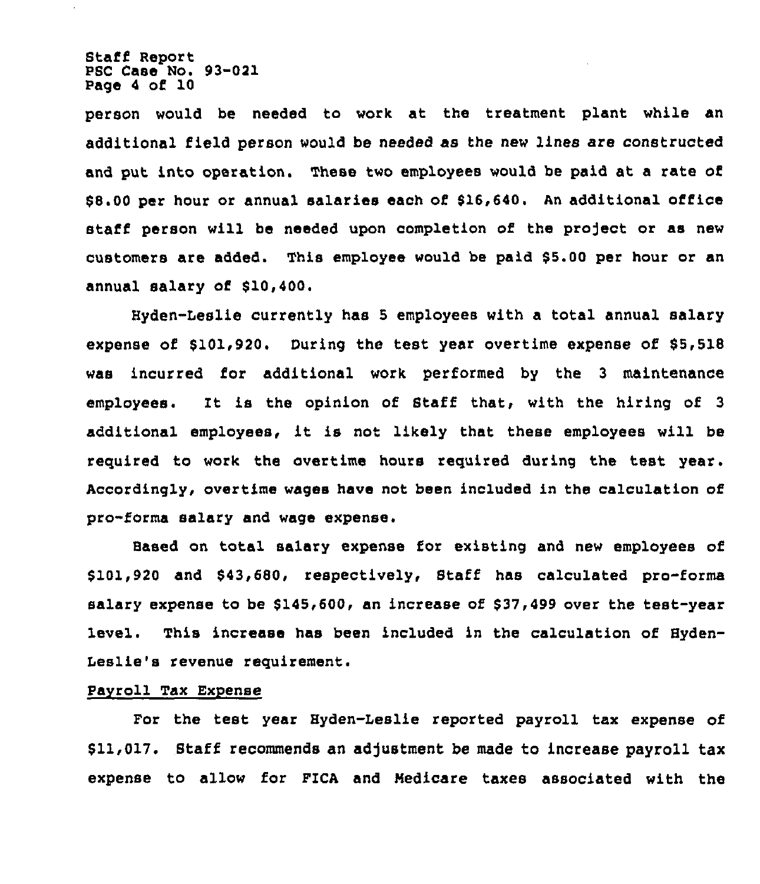person would be needed to work at the treatment plant while an additional field person would be needed as the new lines are constructed and put into operation. These two employees would be paid at a rate of $8.00 per hour or annual salaries each of $16,640. An additional office staff person will be needed upon completion of the project or as new customers are added. This employee would be paid $5.00 per hour or an annual salary of $10,400.

Hyden-Leslie currently has 5 employees with a total annual salary expense of $101,920. During the test year overtime expense of $5,518 was incurred for additional work performed by the 3 maintenance employees. It is the opinion of Staff that, with the hiring of 3 additional employees, it is not likely that these employees will be required to work the overtime hours required during the test year. Accordingly, overtime wages have not been included in the calculation of pro-forma salary and wage expense.

Based on total salary expense for existing and new employees of $101,920 and $43,680, respectively, Staff has calculated pro-forma salary expense to be $145,600, an increase of $37,499 over the test-year level. This increase has been included in the calculation of Hyden-Leslie's revenue requirement.

## Payroll Tax Expense

For the test year Hyden-Leslie reported payroll tax expense of $11,017. Staff recommends an adjustment be made to increase payroll tax expense to allow for FICA and Medicare taxes associated with the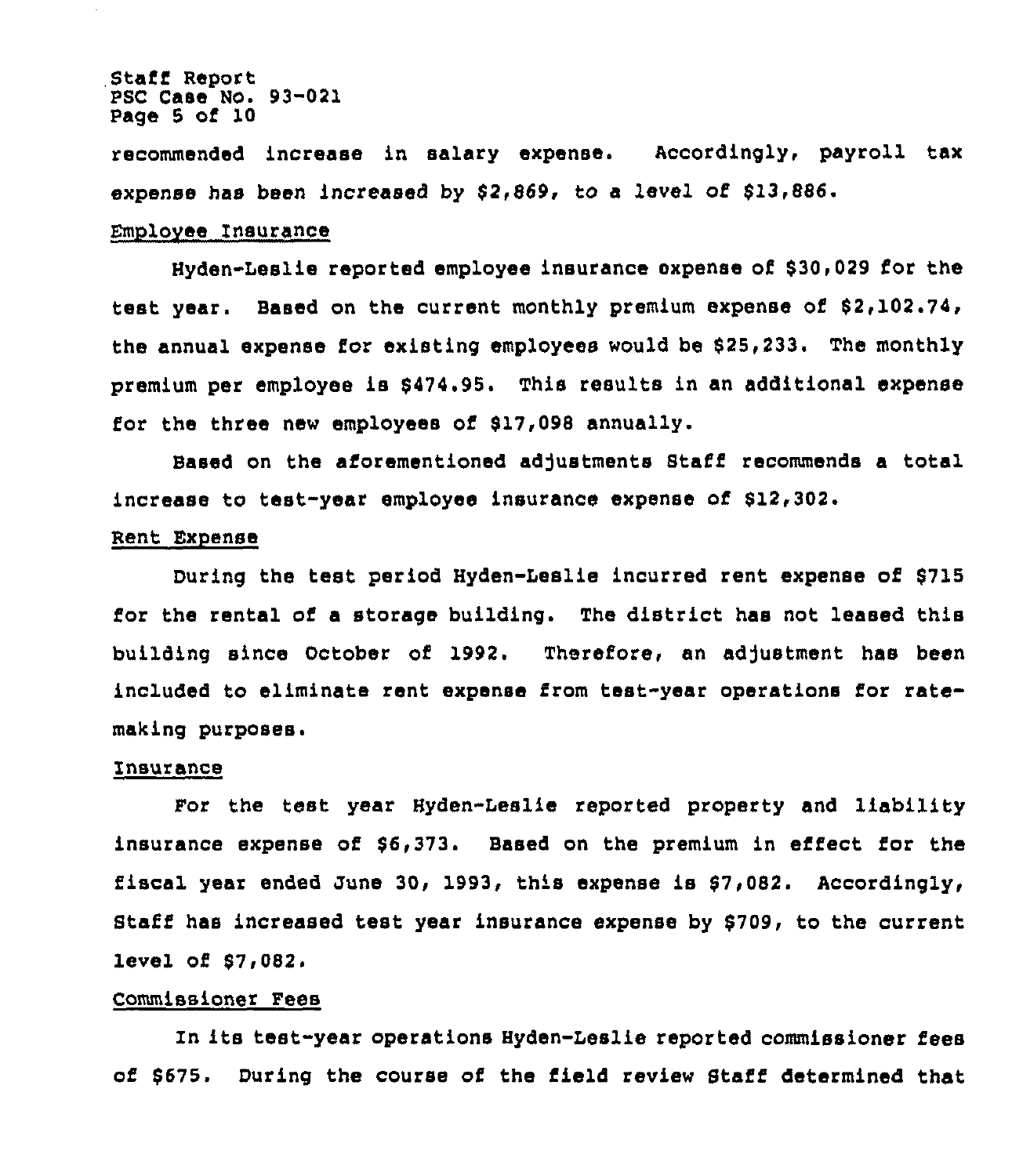recommended increase in salary expense. Accordingly, payroll tax expense has been increased by $2,869, to a level of $13,886.

Employee Insurance

Hyden-Leslie reported employee insurance expense of $30,029 for the test year. Based on the current monthly premium expense of $2,102.74, the annual expense for existing employees would be $25,233. The monthly premium per employee is $474.95. This results in an additional expense for the three new employees of $17,098 annually.

Based on the aforementioned adjustments Staff recommends a total increase to test-year employee insurance expense of $12,302.

Rent Expense

During the test period Hyden-Leslie incurred rent expense of $715 for the rental of a storage building. The district has not leased this building since October of 1992. Therefore, an adjustment has been included to eliminate rent expense from test-year operations for rate-making purposes.

Insurance

For the test year Hyden-Leslie reported property and liability insurance expense of $6,373. Based on the premium in effect for the fiscal year ended June 30, 1993, this expense is $7,082. Accordingly, Staff has increased test year insurance expense by $709, to the current level of $7,082.

Commissioner Fees

In its test-year operations Hyden-Leslie reported commissioner fees of $675. During the course of the field review Staff determined that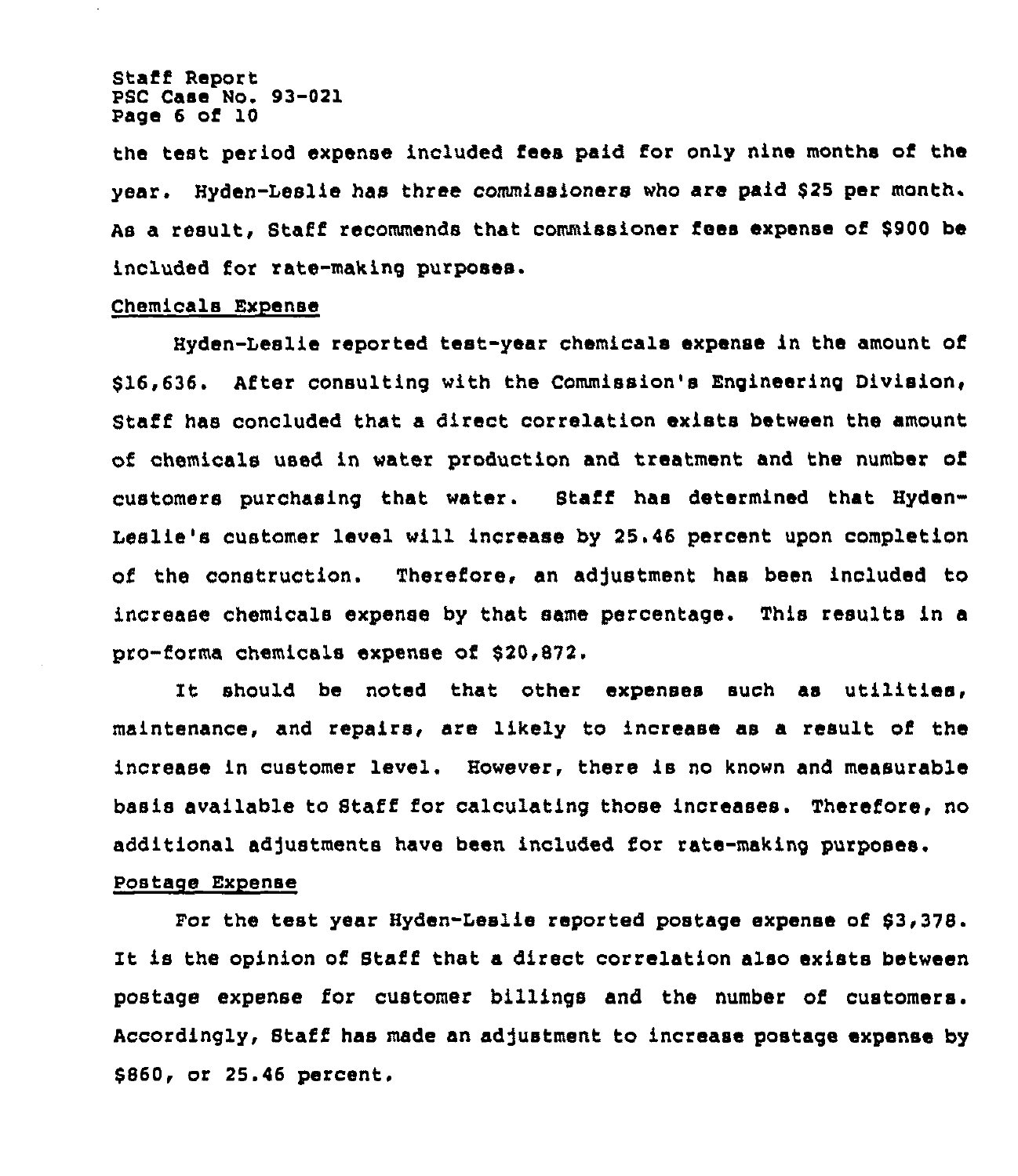the test period expense included fees paid for only nine months of the year. Hyden-Leslie has three commissioners who are paid $25 per month. As a result, Staff recommends that commissioner fees expense of $900 be included for rate-making purposes.

Chemicals Expense

Hyden-Leslie reported test-year chemicals expense in the amount of $16,636. After consulting with the Commission's Engineering Division, Staff has concluded that a direct correlation exists between the amount of chemicals used in water production and treatment and the number of customers purchasing that water. Staff has determined that Hyden-Leslie's customer level will increase by 25.46 percent upon completion of the construction. Therefore, an adjustment has been included to increase chemicals expense by that same percentage. This results in a pro-forma chemicals expense of $20,872.

It should be noted that other expenses such as utilities, maintenance, and repairs, are likely to increase as a result of the increase in customer level. However, there is no known and measurable basis available to Staff for calculating those increases. Therefore, no additional adjustments have been included for rate-making purposes.

Postage Expense

For the test year Hyden-Leslie reported postage expense of $3,378. It is the opinion of Staff that a direct correlation also exists between postage expense for customer billings and the number of customers. Accordingly, Staff has made an adjustment to increase postage expense by $860, or 25.46 percent.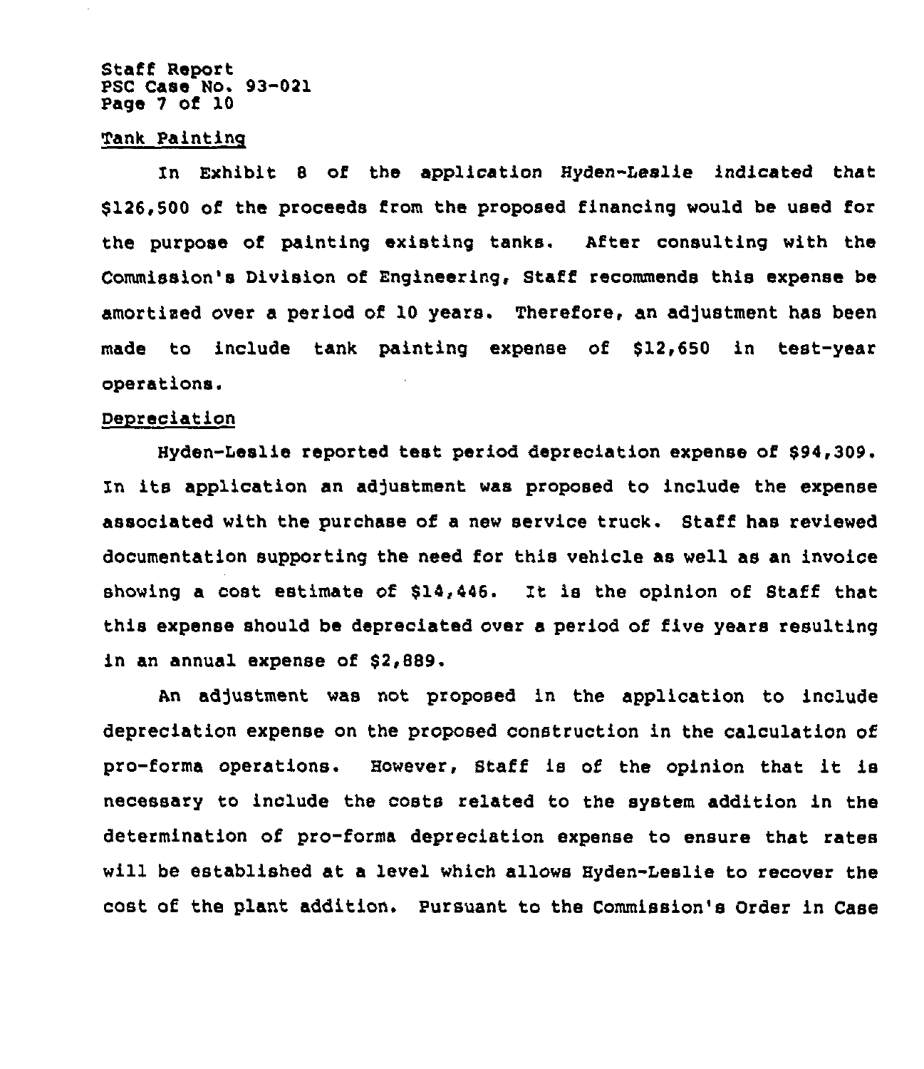#### Tank Painting

In Exhibit 8 of the application Hyden-Leslie indicated that $126,500 of the proceeds from the proposed financing would be used for the purpose of painting existing tanks. After consulting with the Commission's Division of Engineering, Staff recommends this expense be amortized over a period of 10 years. Therefore, an adjustment has been made to include tank painting expense of $12,650 in test-year operations.

#### Depreciation

Hyden-Leslie reported test period depreciation expense of $94,309. In its application an adjustment was proposed to include the expense associated with the purchase of a new service truck. Staff has reviewed documentation supporting the need for this vehicle as well as an invoice showing a cost estimate of $14,446. It is the opinion of Staff that this expense should be depreciated over a period of five years resulting in an annual expense of $2,889.

An adjustment was not proposed in the application to include depreciation expense on the proposed construction in the calculation of pro-forma operations. However, Staff is of the opinion that it is necessary to include the costs related to the system addition in the determination of pro-forma depreciation expense to ensure that rates will be established at a level which allows Hyden-Leslie to recover the cost of the plant addition. Pursuant to the Commission's Order in Case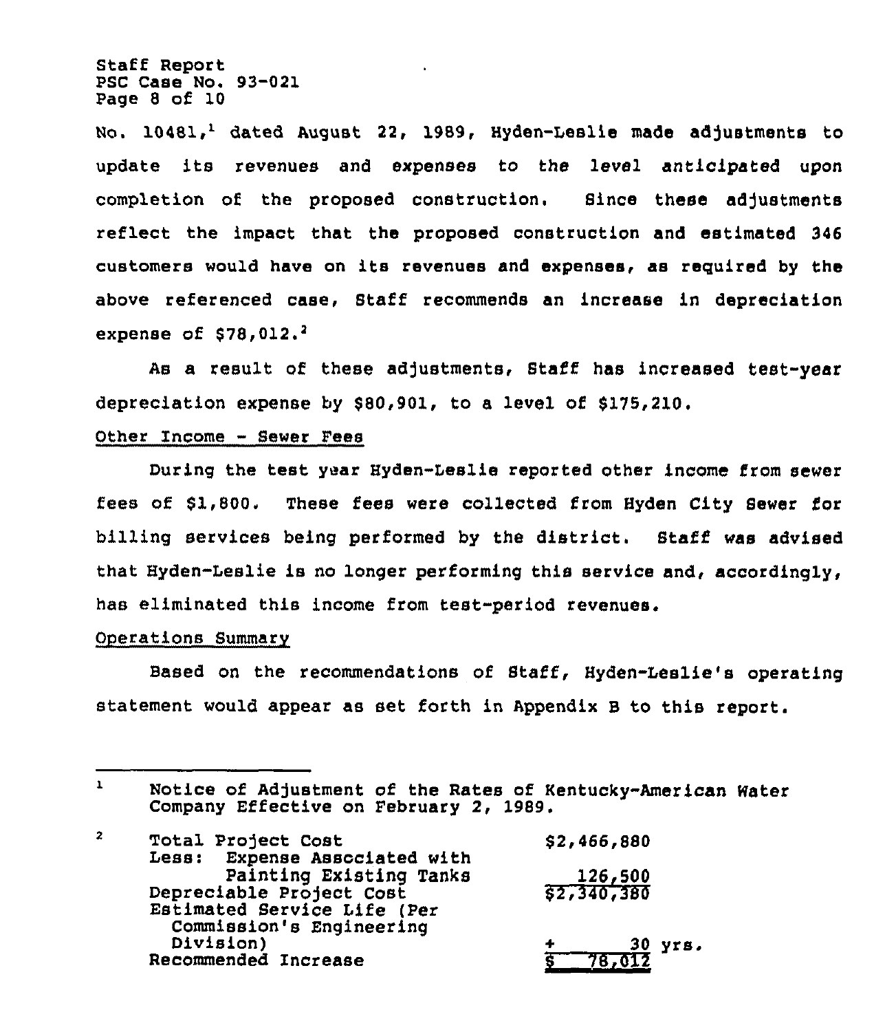No. 10481,[1] dated August 22, 1989, Hyden-Leslie made adjustments to update its revenues and expenses to the level anticipated upon completion of the proposed construction. Since these adjustments reflect the impact that the proposed construction and estimated 346 customers would have on its revenues and expenses, as required by the above referenced case, Staff recommends an increase in depreciation expense of $78,012.[2]

As a result of these adjustments, Staff has increased test-year depreciation expense by $80,901, to a level of $175,210.

<u>Other Income - Sewer Fees</u>

During the test year Hyden-Leslie reported other income from sewer fees of $1,800. These fees were collected from Hyden City Sewer for billing services being performed by the district. Staff was advised that Hyden-Leslie is no longer performing this service and, accordingly, has eliminated this income from test-period revenues.

<u>Operations Summary</u>

Based on the recommendations of Staff, Hyden-Leslie's operating statement would appear as set forth in Appendix B to this report.

---

[1] Notice of Adjustment of the Rates of Kentucky-American Water Company Effective on February 2, 1989.

[2]

| | |
|---|---|
| Total Project Cost | $2,466,880 |
| Less: Expense Associated with Painting Existing Tanks | 126,500 |
| Depreciable Project Cost | $2,340,380 |
| Estimated Service Life (Per Commission's Engineering Division) | ÷ 30 yrs. |
| Recommended Increase | $ 78,012 |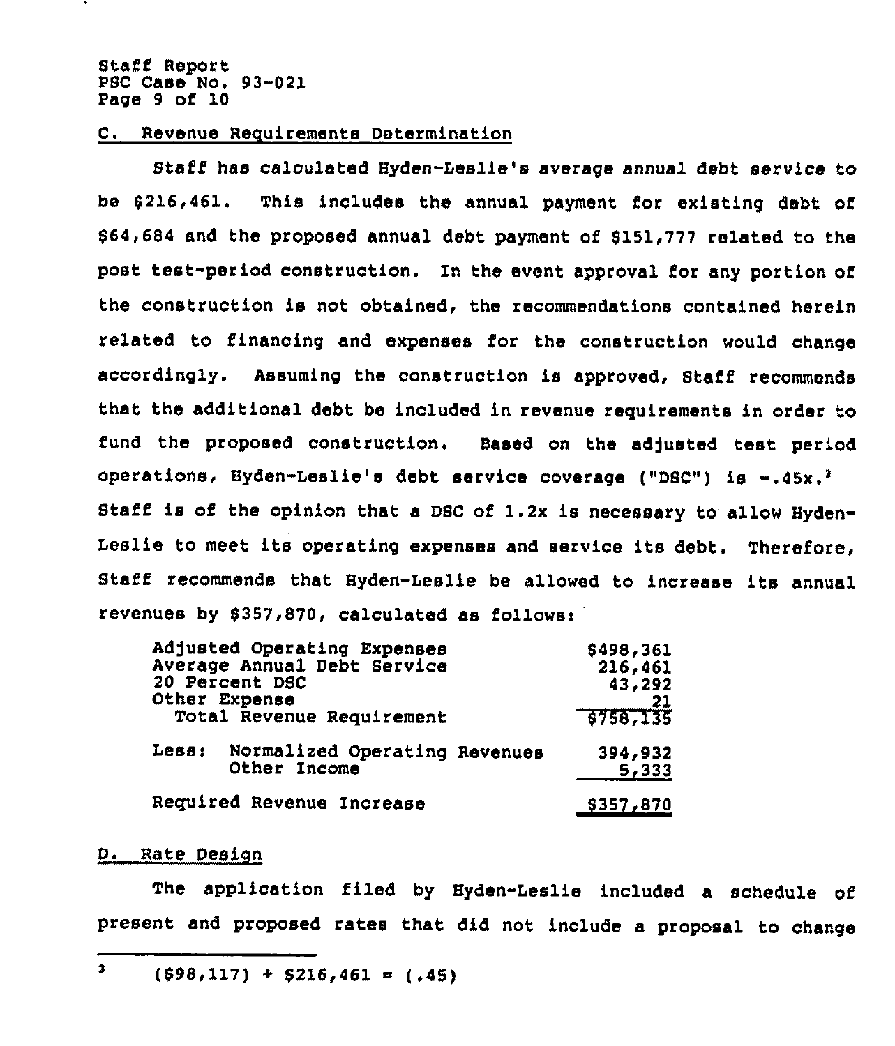## C. Revenue Requirements Determination

Staff has calculated Hyden-Leslie's average annual debt service to be $216,461. This includes the annual payment for existing debt of $64,684 and the proposed annual debt payment of $151,777 related to the post test-period construction. In the event approval for any portion of the construction is not obtained, the recommendations contained herein related to financing and expenses for the construction would change accordingly. Assuming the construction is approved, Staff recommends that the additional debt be included in revenue requirements in order to fund the proposed construction. Based on the adjusted test period operations, Hyden-Leslie's debt service coverage ("DSC") is -.45x.[3] Staff is of the opinion that a DSC of 1.2x is necessary to allow Hyden-Leslie to meet its operating expenses and service its debt. Therefore, Staff recommends that Hyden-Leslie be allowed to increase its annual revenues by $357,870, calculated as follows:

| | |
|---|---|
| Adjusted Operating Expenses | $498,361 |
| Average Annual Debt Service | 216,461 |
| 20 Percent DSC | 43,292 |
| Other Expense | 21 |
| Total Revenue Requirement | $758,135 |
| Less: Normalized Operating Revenues | 394,932 |
| Other Income | 5,333 |
| Required Revenue Increase | $357,870 |

## D. Rate Design

The application filed by Hyden-Leslie included a schedule of present and proposed rates that did not include a proposal to change

---

[3] ($98,117) ÷ $216,461 = (.45)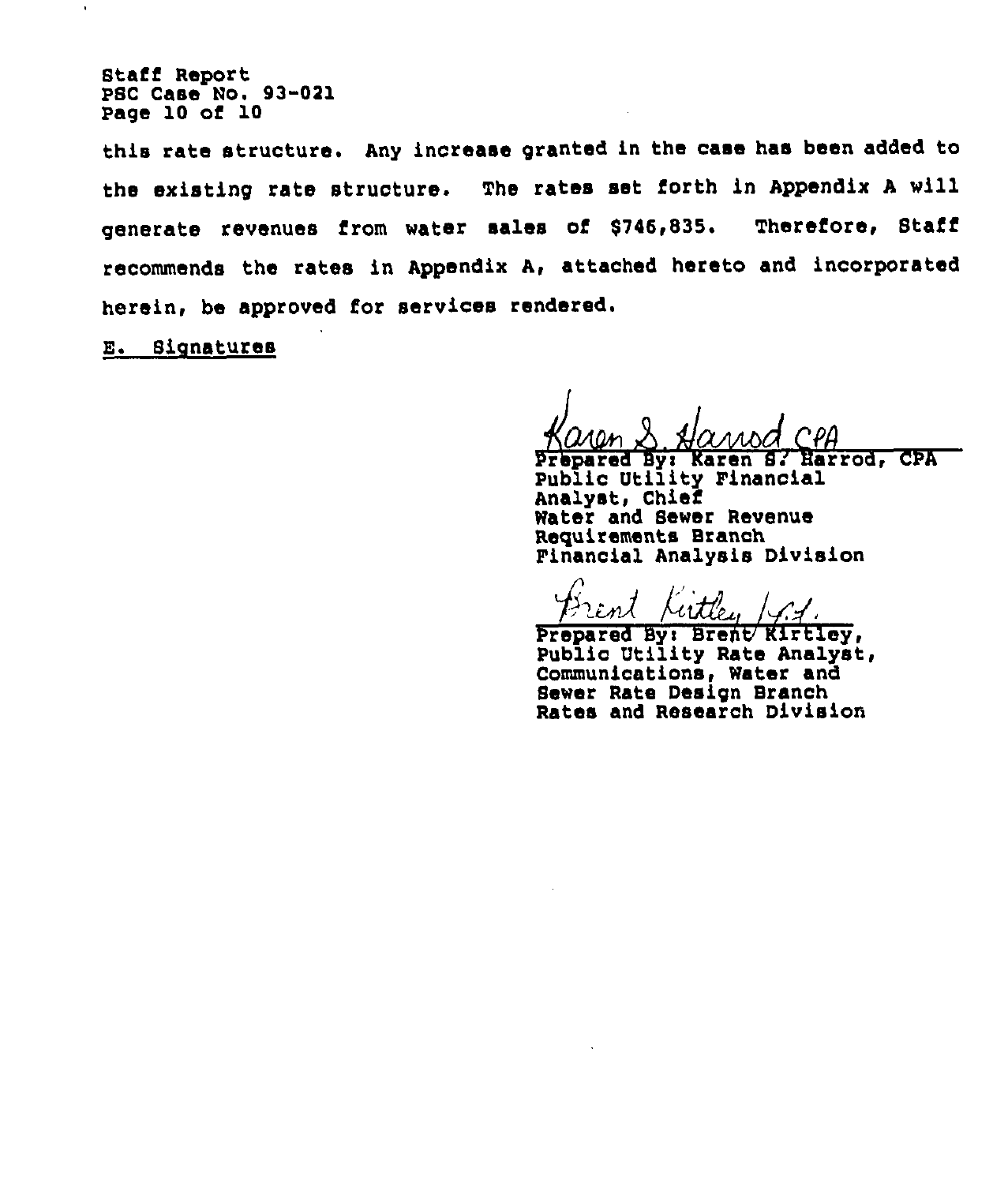this rate structure. Any increase granted in the case has been added to the existing rate structure. The rates set forth in Appendix A will generate revenues from water sales of $746,835. Therefore, Staff recommends the rates in Appendix A, attached hereto and incorporated herein, be approved for services rendered.

E. Signatures

Karen S. Harrod CPA

Prepared By: Karen S. Harrod, CPA
Public Utility Financial Analyst, Chief
Water and Sewer Revenue Requirements Branch
Financial Analysis Division

Brent Kirtley

Prepared By: Brent Kirtley,
Public Utility Rate Analyst,
Communications, Water and Sewer Rate Design Branch
Rates and Research Division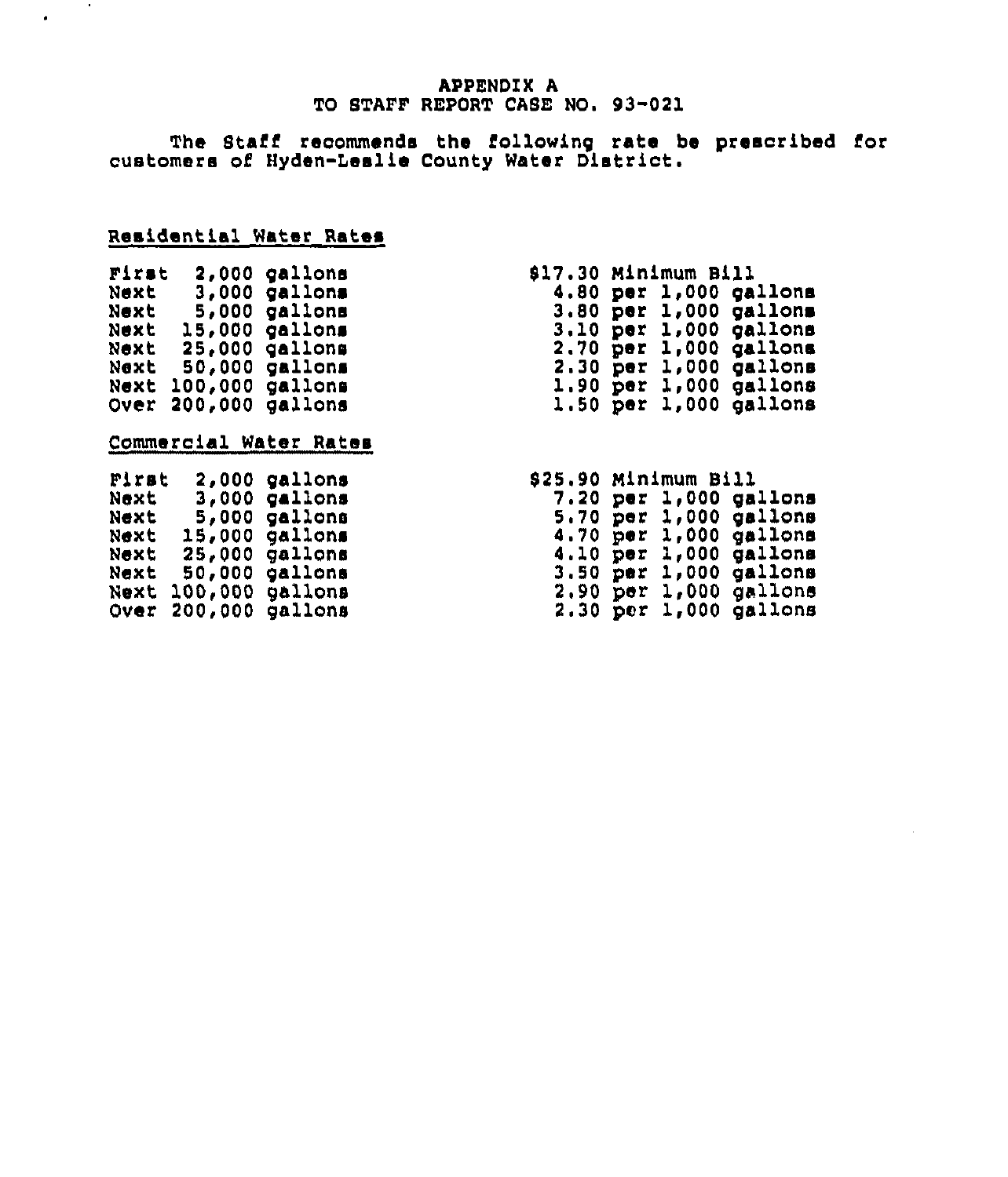# APPENDIX A
## TO STAFF REPORT CASE NO. 93-021

The Staff recommends the following rate be prescribed for customers of Hyden-Leslie County Water District.

### Residential Water Rates

| | |
|---|---|
| First 2,000 gallons | $17.30 Minimum Bill |
| Next 3,000 gallons | 4.80 per 1,000 gallons |
| Next 5,000 gallons | 3.80 per 1,000 gallons |
| Next 15,000 gallons | 3.10 per 1,000 gallons |
| Next 25,000 gallons | 2.70 per 1,000 gallons |
| Next 50,000 gallons | 2.30 per 1,000 gallons |
| Next 100,000 gallons | 1.90 per 1,000 gallons |
| Over 200,000 gallons | 1.50 per 1,000 gallons |

### Commercial Water Rates

| | |
|---|---|
| First 2,000 gallons | $25.90 Minimum Bill |
| Next 3,000 gallons | 7.20 per 1,000 gallons |
| Next 5,000 gallons | 5.70 per 1,000 gallons |
| Next 15,000 gallons | 4.70 per 1,000 gallons |
| Next 25,000 gallons | 4.10 per 1,000 gallons |
| Next 50,000 gallons | 3.50 per 1,000 gallons |
| Next 100,000 gallons | 2.90 per 1,000 gallons |
| Over 200,000 gallons | 2.30 per 1,000 gallons |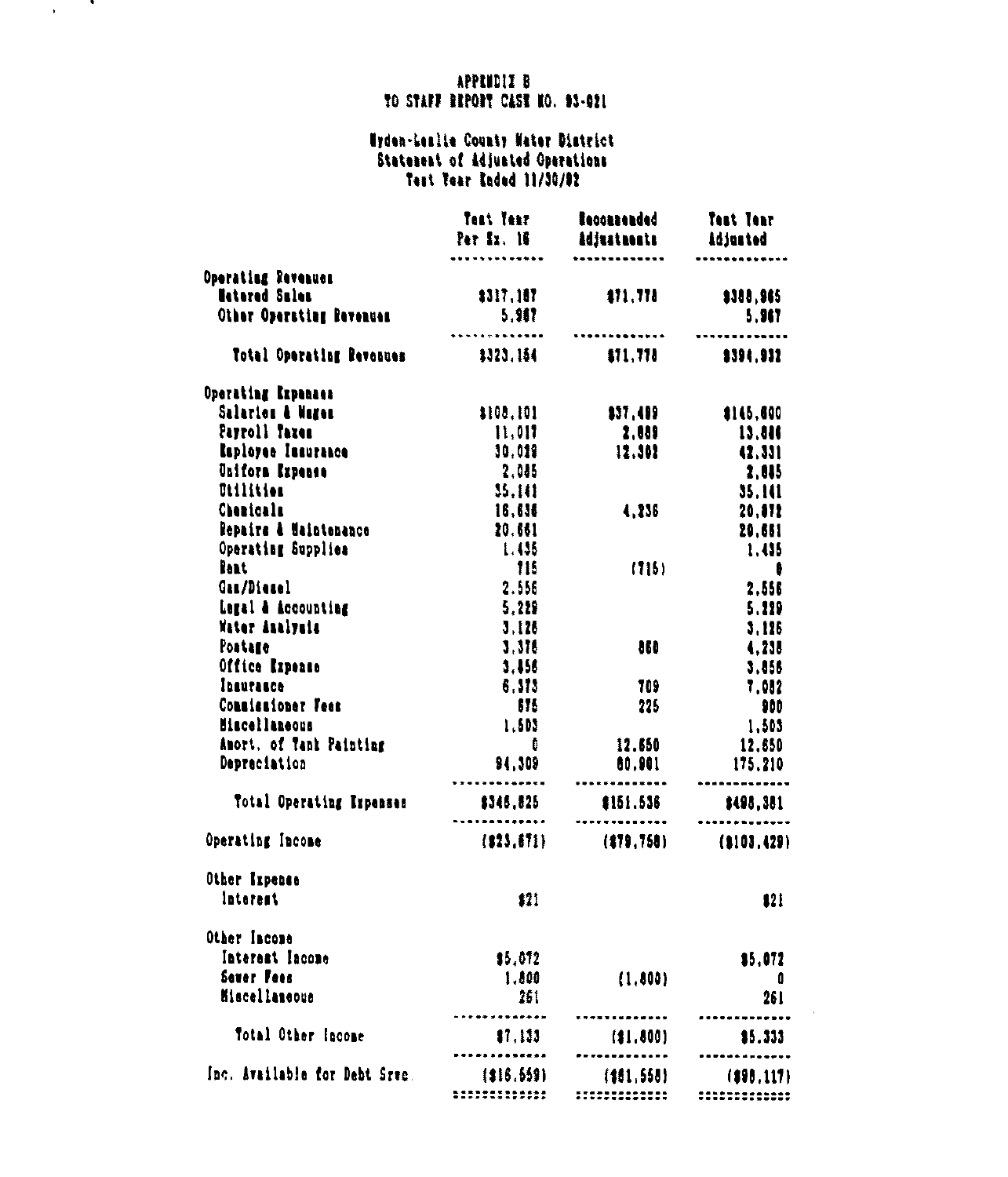APPENDIX B
TO STAFF REPORT CASE NO. 93-021

Hyden-Leslie County Water District
Statement of Adjusted Operations
Test Year Ended 11/30/92

| | Test Year Per Ex. 16 | Recommended Adjustments | Test Year Adjusted |
|---|---|---|---|
| **Operating Revenues** | | | |
| Metered Sales | $317,187 | $71,778 | $388,965 |
| Other Operating Revenues | 5,967 | | 5,967 |
| Total Operating Revenues | $323,154 | $71,778 | $394,932 |
| **Operating Expenses** | | | |
| Salaries & Wages | $108,101 | $37,499 | $145,600 |
| Payroll Taxes | 11,017 | 2,869 | 13,886 |
| Employee Insurance | 30,029 | 12,302 | 42,331 |
| Uniform Expense | 2,085 | | 2,085 |
| Utilities | 35,141 | | 35,141 |
| Chemicals | 16,636 | 4,236 | 20,872 |
| Repairs & Maintenance | 20,661 | | 20,661 |
| Operating Supplies | 1,435 | | 1,435 |
| Rent | 715 | (715) | 0 |
| Gas/Diesel | 2,556 | | 2,556 |
| Legal & Accounting | 5,229 | | 5,229 |
| Water Analysis | 3,126 | | 3,126 |
| Postage | 3,376 | 860 | 4,236 |
| Office Expense | 3,856 | | 3,856 |
| Insurance | 6,373 | 709 | 7,082 |
| Commissioner Fees | 675 | 225 | 900 |
| Miscellaneous | 1,503 | | 1,503 |
| Amort. of Tank Painting | 0 | 12,650 | 12,650 |
| Depreciation | 94,309 | 80,901 | 175,210 |
| Total Operating Expenses | $346,825 | $151,536 | $498,361 |
| Operating Income | ($23,671) | ($79,758) | ($103,429) |
| **Other Expense** | | | |
| Interest | $21 | | $21 |
| **Other Income** | | | |
| Interest Income | $5,072 | | $5,072 |
| Sewer Fees | 1,800 | (1,800) | 0 |
| Miscellaneous | 261 | | 261 |
| Total Other Income | $7,133 | ($1,800) | $5,333 |
| Inc. Available for Debt Srvc. | ($16,559) | ($81,558) | ($98,117) |